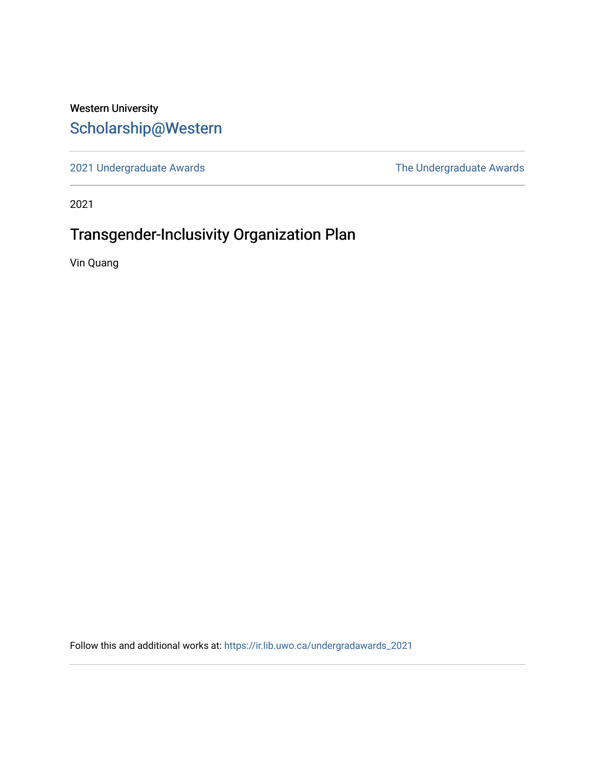Western University

# Scholarship@Western

2021 Undergraduate Awards

The Undergraduate Awards

2021

## Transgender-Inclusivity Organization Plan

Vin Quang

Follow this and additional works at: https://ir.lib.uwo.ca/undergradawards_2021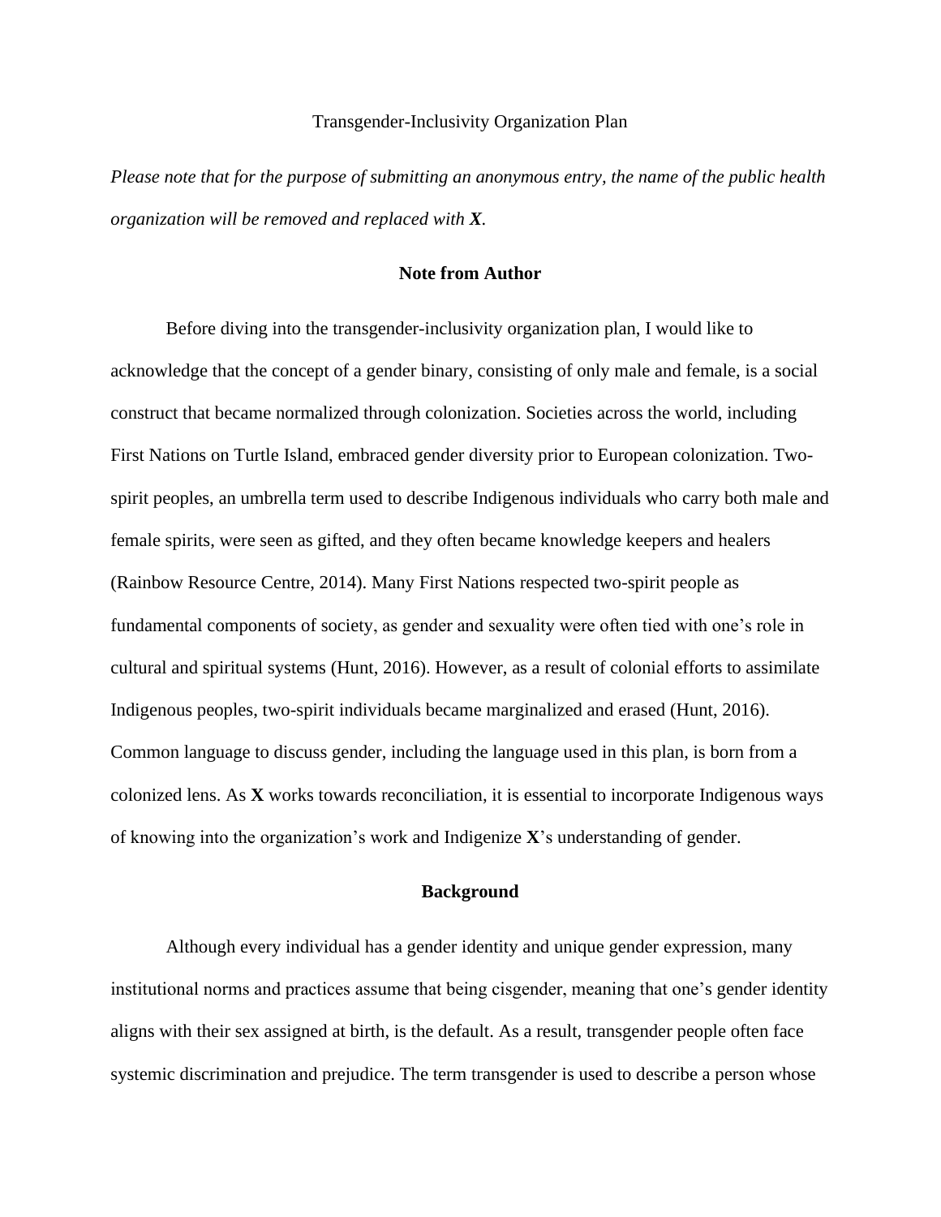Transgender-Inclusivity Organization Plan

*Please note that for the purpose of submitting an anonymous entry, the name of the public health organization will be removed and replaced with **X**.*

## Note from Author

Before diving into the transgender-inclusivity organization plan, I would like to acknowledge that the concept of a gender binary, consisting of only male and female, is a social construct that became normalized through colonization. Societies across the world, including First Nations on Turtle Island, embraced gender diversity prior to European colonization. Two-spirit peoples, an umbrella term used to describe Indigenous individuals who carry both male and female spirits, were seen as gifted, and they often became knowledge keepers and healers (Rainbow Resource Centre, 2014). Many First Nations respected two-spirit people as fundamental components of society, as gender and sexuality were often tied with one's role in cultural and spiritual systems (Hunt, 2016). However, as a result of colonial efforts to assimilate Indigenous peoples, two-spirit individuals became marginalized and erased (Hunt, 2016). Common language to discuss gender, including the language used in this plan, is born from a colonized lens. As **X** works towards reconciliation, it is essential to incorporate Indigenous ways of knowing into the organization's work and Indigenize **X**'s understanding of gender.

## Background

Although every individual has a gender identity and unique gender expression, many institutional norms and practices assume that being cisgender, meaning that one's gender identity aligns with their sex assigned at birth, is the default. As a result, transgender people often face systemic discrimination and prejudice. The term transgender is used to describe a person whose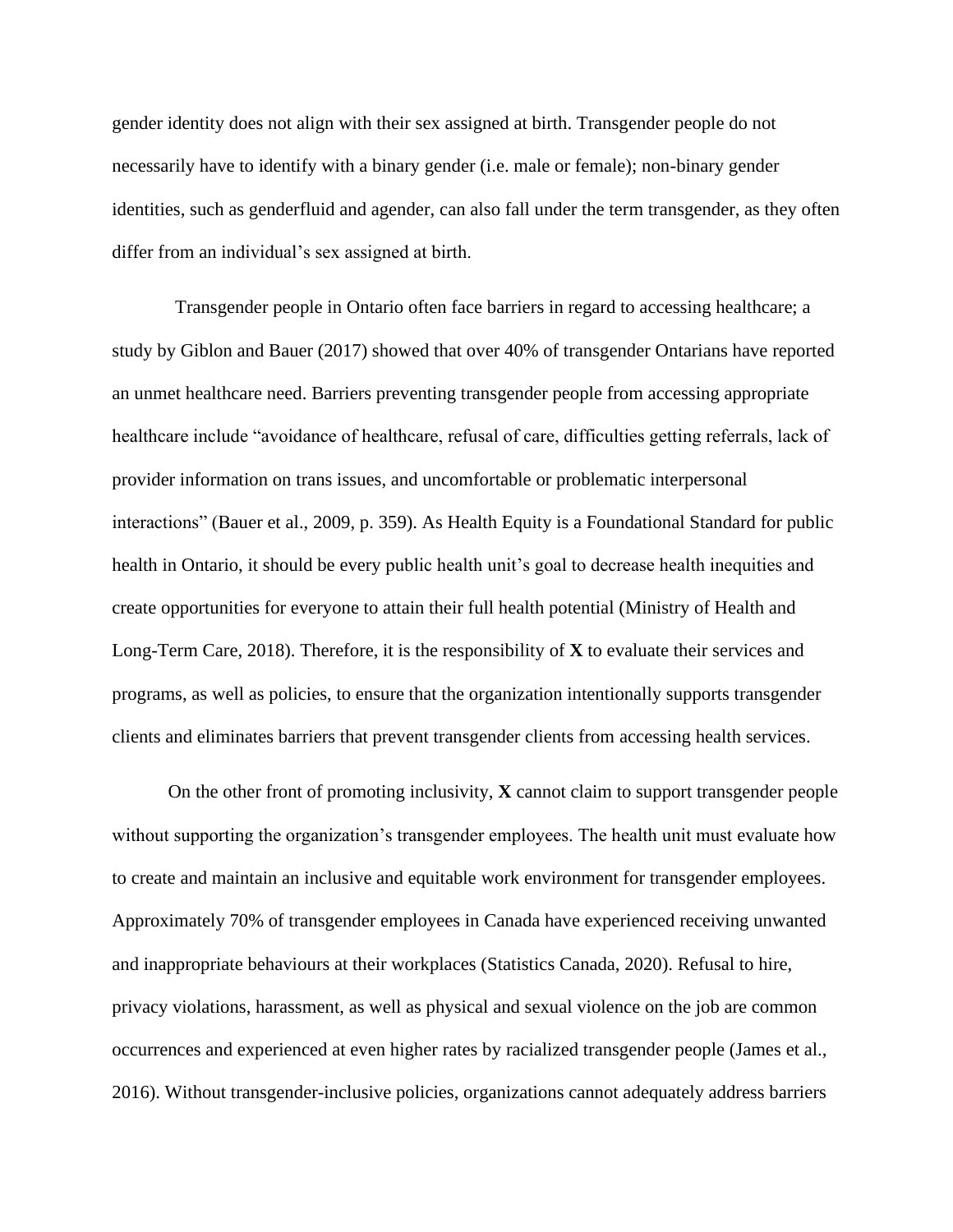gender identity does not align with their sex assigned at birth. Transgender people do not necessarily have to identify with a binary gender (i.e. male or female); non-binary gender identities, such as genderfluid and agender, can also fall under the term transgender, as they often differ from an individual's sex assigned at birth.

Transgender people in Ontario often face barriers in regard to accessing healthcare; a study by Giblon and Bauer (2017) showed that over 40% of transgender Ontarians have reported an unmet healthcare need. Barriers preventing transgender people from accessing appropriate healthcare include "avoidance of healthcare, refusal of care, difficulties getting referrals, lack of provider information on trans issues, and uncomfortable or problematic interpersonal interactions" (Bauer et al., 2009, p. 359). As Health Equity is a Foundational Standard for public health in Ontario, it should be every public health unit's goal to decrease health inequities and create opportunities for everyone to attain their full health potential (Ministry of Health and Long-Term Care, 2018). Therefore, it is the responsibility of **X** to evaluate their services and programs, as well as policies, to ensure that the organization intentionally supports transgender clients and eliminates barriers that prevent transgender clients from accessing health services.

On the other front of promoting inclusivity, **X** cannot claim to support transgender people without supporting the organization's transgender employees. The health unit must evaluate how to create and maintain an inclusive and equitable work environment for transgender employees. Approximately 70% of transgender employees in Canada have experienced receiving unwanted and inappropriate behaviours at their workplaces (Statistics Canada, 2020). Refusal to hire, privacy violations, harassment, as well as physical and sexual violence on the job are common occurrences and experienced at even higher rates by racialized transgender people (James et al., 2016). Without transgender-inclusive policies, organizations cannot adequately address barriers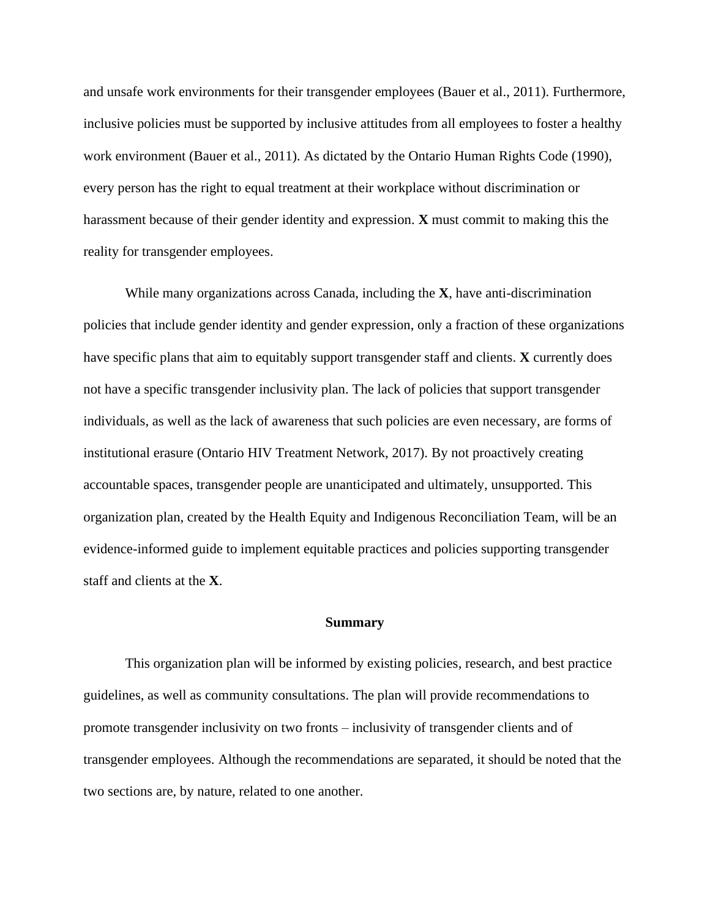and unsafe work environments for their transgender employees (Bauer et al., 2011). Furthermore, inclusive policies must be supported by inclusive attitudes from all employees to foster a healthy work environment (Bauer et al., 2011). As dictated by the Ontario Human Rights Code (1990), every person has the right to equal treatment at their workplace without discrimination or harassment because of their gender identity and expression. **X** must commit to making this the reality for transgender employees.

While many organizations across Canada, including the **X**, have anti-discrimination policies that include gender identity and gender expression, only a fraction of these organizations have specific plans that aim to equitably support transgender staff and clients. **X** currently does not have a specific transgender inclusivity plan. The lack of policies that support transgender individuals, as well as the lack of awareness that such policies are even necessary, are forms of institutional erasure (Ontario HIV Treatment Network, 2017). By not proactively creating accountable spaces, transgender people are unanticipated and ultimately, unsupported. This organization plan, created by the Health Equity and Indigenous Reconciliation Team, will be an evidence-informed guide to implement equitable practices and policies supporting transgender staff and clients at the **X**.

## Summary

This organization plan will be informed by existing policies, research, and best practice guidelines, as well as community consultations. The plan will provide recommendations to promote transgender inclusivity on two fronts – inclusivity of transgender clients and of transgender employees. Although the recommendations are separated, it should be noted that the two sections are, by nature, related to one another.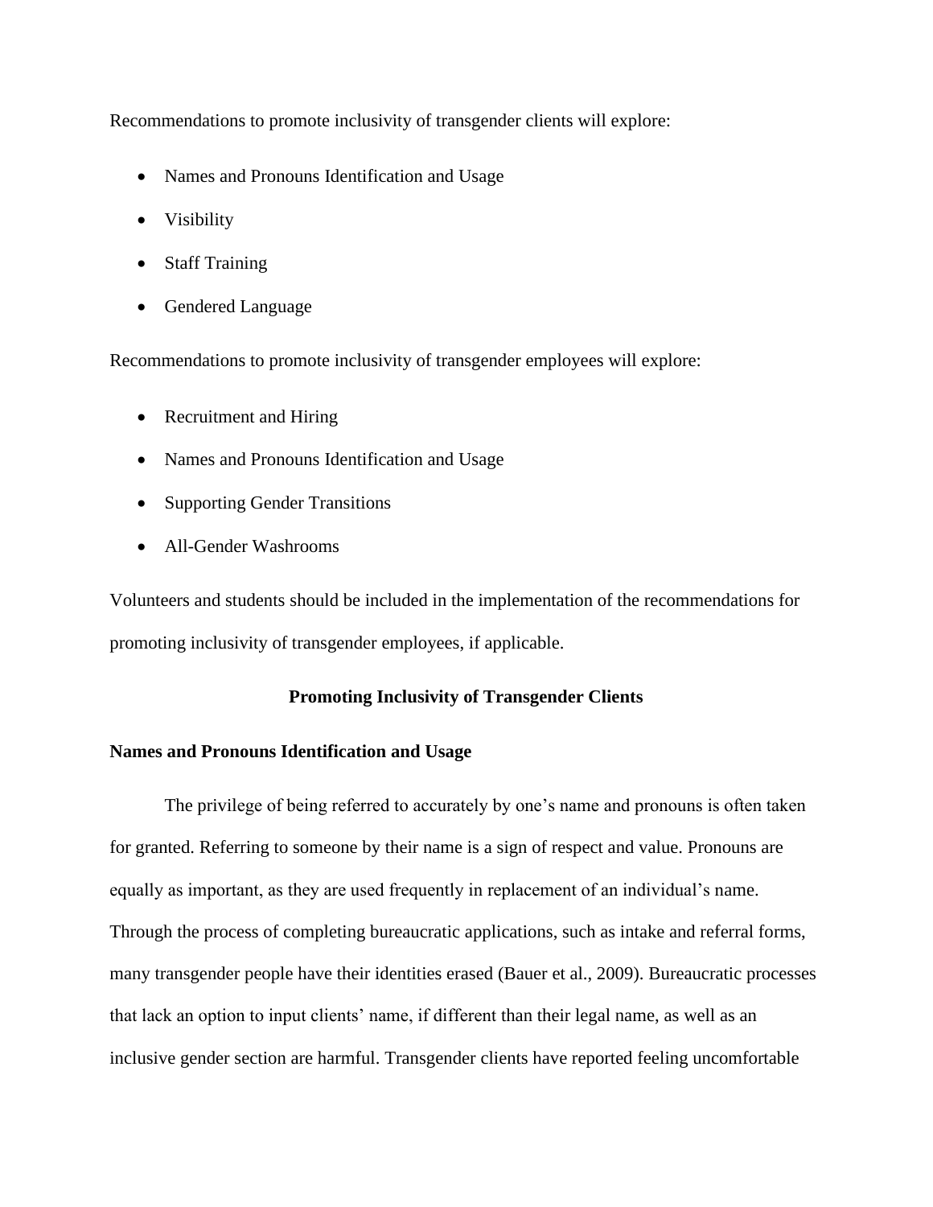Recommendations to promote inclusivity of transgender clients will explore:

- Names and Pronouns Identification and Usage
- Visibility
- Staff Training
- Gendered Language

Recommendations to promote inclusivity of transgender employees will explore:

- Recruitment and Hiring
- Names and Pronouns Identification and Usage
- Supporting Gender Transitions
- All-Gender Washrooms

Volunteers and students should be included in the implementation of the recommendations for promoting inclusivity of transgender employees, if applicable.

## Promoting Inclusivity of Transgender Clients

### Names and Pronouns Identification and Usage

The privilege of being referred to accurately by one's name and pronouns is often taken for granted. Referring to someone by their name is a sign of respect and value. Pronouns are equally as important, as they are used frequently in replacement of an individual's name. Through the process of completing bureaucratic applications, such as intake and referral forms, many transgender people have their identities erased (Bauer et al., 2009). Bureaucratic processes that lack an option to input clients' name, if different than their legal name, as well as an inclusive gender section are harmful. Transgender clients have reported feeling uncomfortable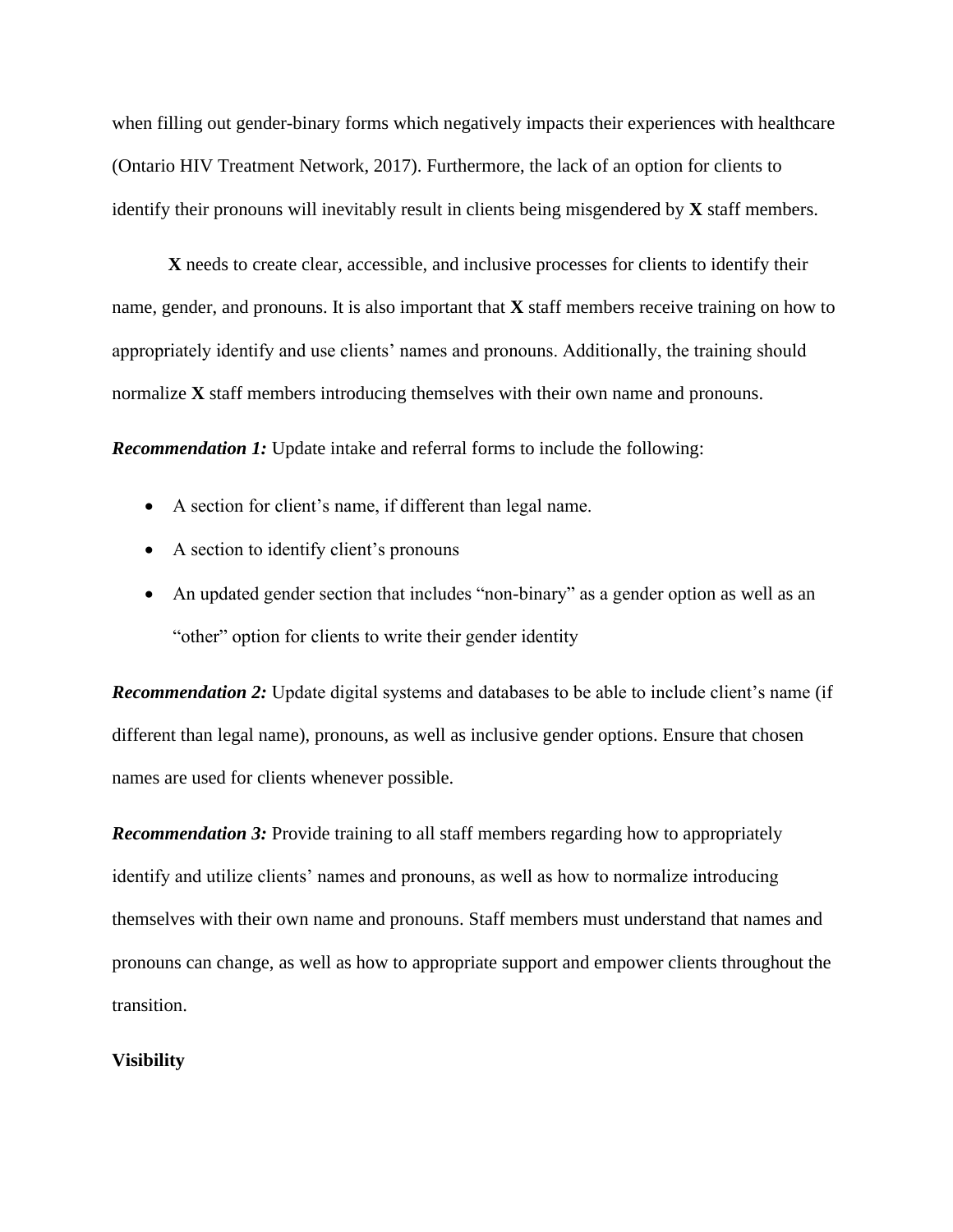when filling out gender-binary forms which negatively impacts their experiences with healthcare (Ontario HIV Treatment Network, 2017). Furthermore, the lack of an option for clients to identify their pronouns will inevitably result in clients being misgendered by **X** staff members.

**X** needs to create clear, accessible, and inclusive processes for clients to identify their name, gender, and pronouns. It is also important that **X** staff members receive training on how to appropriately identify and use clients' names and pronouns. Additionally, the training should normalize **X** staff members introducing themselves with their own name and pronouns.

***Recommendation 1:*** Update intake and referral forms to include the following:

- A section for client's name, if different than legal name.
- A section to identify client's pronouns
- An updated gender section that includes "non-binary" as a gender option as well as an "other" option for clients to write their gender identity

***Recommendation 2:*** Update digital systems and databases to be able to include client's name (if different than legal name), pronouns, as well as inclusive gender options. Ensure that chosen names are used for clients whenever possible.

***Recommendation 3:*** Provide training to all staff members regarding how to appropriately identify and utilize clients' names and pronouns, as well as how to normalize introducing themselves with their own name and pronouns. Staff members must understand that names and pronouns can change, as well as how to appropriate support and empower clients throughout the transition.

**Visibility**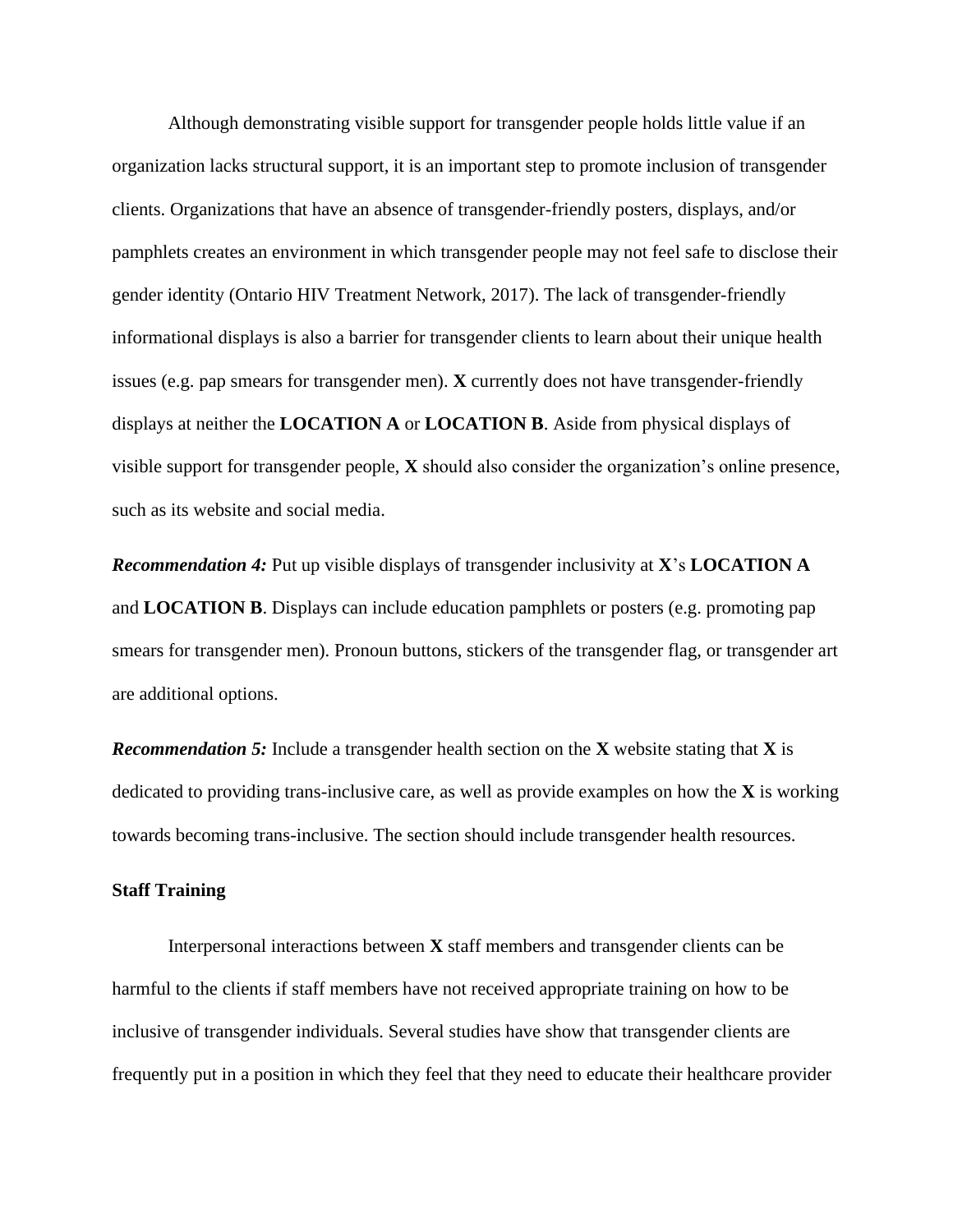Although demonstrating visible support for transgender people holds little value if an organization lacks structural support, it is an important step to promote inclusion of transgender clients. Organizations that have an absence of transgender-friendly posters, displays, and/or pamphlets creates an environment in which transgender people may not feel safe to disclose their gender identity (Ontario HIV Treatment Network, 2017). The lack of transgender-friendly informational displays is also a barrier for transgender clients to learn about their unique health issues (e.g. pap smears for transgender men). **X** currently does not have transgender-friendly displays at neither the **LOCATION A** or **LOCATION B**. Aside from physical displays of visible support for transgender people, **X** should also consider the organization's online presence, such as its website and social media.

***Recommendation 4:*** Put up visible displays of transgender inclusivity at **X**'s **LOCATION A** and **LOCATION B**. Displays can include education pamphlets or posters (e.g. promoting pap smears for transgender men). Pronoun buttons, stickers of the transgender flag, or transgender art are additional options.

***Recommendation 5:*** Include a transgender health section on the **X** website stating that **X** is dedicated to providing trans-inclusive care, as well as provide examples on how the **X** is working towards becoming trans-inclusive. The section should include transgender health resources.

**Staff Training**

Interpersonal interactions between **X** staff members and transgender clients can be harmful to the clients if staff members have not received appropriate training on how to be inclusive of transgender individuals. Several studies have show that transgender clients are frequently put in a position in which they feel that they need to educate their healthcare provider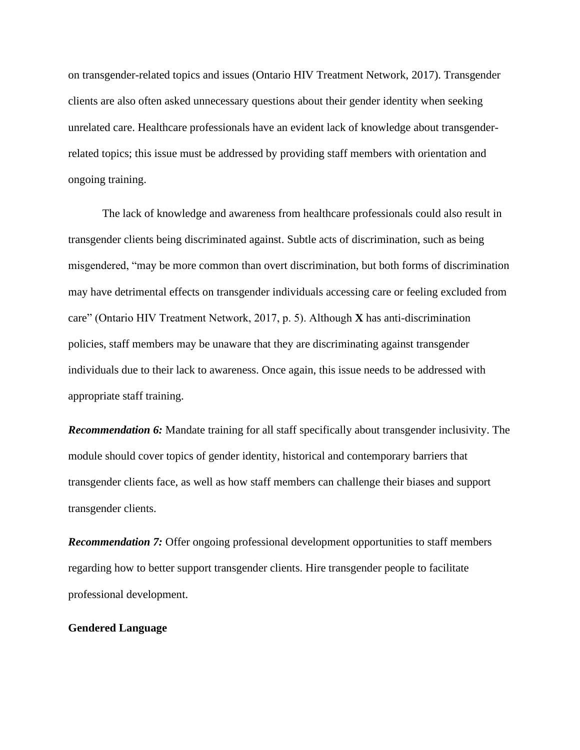on transgender-related topics and issues (Ontario HIV Treatment Network, 2017). Transgender clients are also often asked unnecessary questions about their gender identity when seeking unrelated care. Healthcare professionals have an evident lack of knowledge about transgender-related topics; this issue must be addressed by providing staff members with orientation and ongoing training.

The lack of knowledge and awareness from healthcare professionals could also result in transgender clients being discriminated against. Subtle acts of discrimination, such as being misgendered, "may be more common than overt discrimination, but both forms of discrimination may have detrimental effects on transgender individuals accessing care or feeling excluded from care" (Ontario HIV Treatment Network, 2017, p. 5). Although **X** has anti-discrimination policies, staff members may be unaware that they are discriminating against transgender individuals due to their lack to awareness. Once again, this issue needs to be addressed with appropriate staff training.

***Recommendation 6:*** Mandate training for all staff specifically about transgender inclusivity. The module should cover topics of gender identity, historical and contemporary barriers that transgender clients face, as well as how staff members can challenge their biases and support transgender clients.

***Recommendation 7:*** Offer ongoing professional development opportunities to staff members regarding how to better support transgender clients. Hire transgender people to facilitate professional development.

**Gendered Language**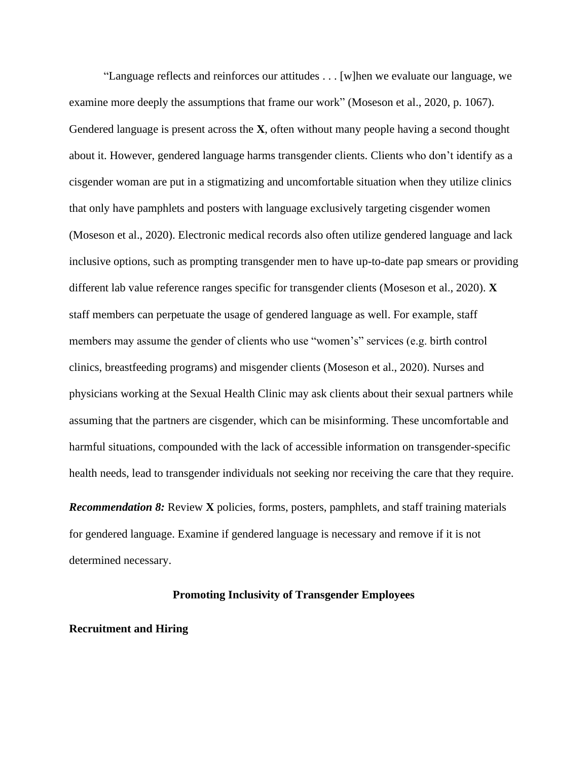“Language reflects and reinforces our attitudes . . . [w]hen we evaluate our language, we examine more deeply the assumptions that frame our work” (Moseson et al., 2020, p. 1067). Gendered language is present across the **X**, often without many people having a second thought about it. However, gendered language harms transgender clients. Clients who don’t identify as a cisgender woman are put in a stigmatizing and uncomfortable situation when they utilize clinics that only have pamphlets and posters with language exclusively targeting cisgender women (Moseson et al., 2020). Electronic medical records also often utilize gendered language and lack inclusive options, such as prompting transgender men to have up-to-date pap smears or providing different lab value reference ranges specific for transgender clients (Moseson et al., 2020). **X** staff members can perpetuate the usage of gendered language as well. For example, staff members may assume the gender of clients who use “women’s” services (e.g. birth control clinics, breastfeeding programs) and misgender clients (Moseson et al., 2020). Nurses and physicians working at the Sexual Health Clinic may ask clients about their sexual partners while assuming that the partners are cisgender, which can be misinforming. These uncomfortable and harmful situations, compounded with the lack of accessible information on transgender-specific health needs, lead to transgender individuals not seeking nor receiving the care that they require.

***Recommendation 8:*** Review **X** policies, forms, posters, pamphlets, and staff training materials for gendered language. Examine if gendered language is necessary and remove if it is not determined necessary.

## Promoting Inclusivity of Transgender Employees

### Recruitment and Hiring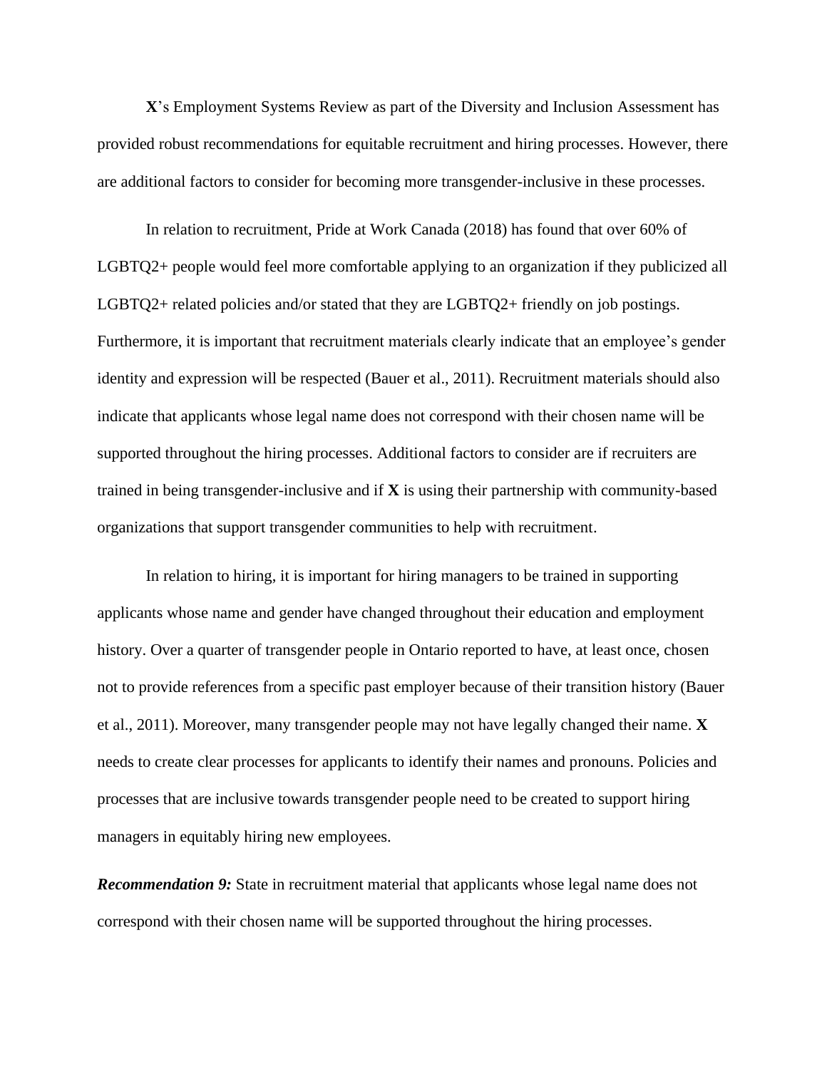**X**'s Employment Systems Review as part of the Diversity and Inclusion Assessment has provided robust recommendations for equitable recruitment and hiring processes. However, there are additional factors to consider for becoming more transgender-inclusive in these processes.

In relation to recruitment, Pride at Work Canada (2018) has found that over 60% of LGBTQ2+ people would feel more comfortable applying to an organization if they publicized all LGBTQ2+ related policies and/or stated that they are LGBTQ2+ friendly on job postings. Furthermore, it is important that recruitment materials clearly indicate that an employee's gender identity and expression will be respected (Bauer et al., 2011). Recruitment materials should also indicate that applicants whose legal name does not correspond with their chosen name will be supported throughout the hiring processes. Additional factors to consider are if recruiters are trained in being transgender-inclusive and if **X** is using their partnership with community-based organizations that support transgender communities to help with recruitment.

In relation to hiring, it is important for hiring managers to be trained in supporting applicants whose name and gender have changed throughout their education and employment history. Over a quarter of transgender people in Ontario reported to have, at least once, chosen not to provide references from a specific past employer because of their transition history (Bauer et al., 2011). Moreover, many transgender people may not have legally changed their name. **X** needs to create clear processes for applicants to identify their names and pronouns. Policies and processes that are inclusive towards transgender people need to be created to support hiring managers in equitably hiring new employees.

***Recommendation 9:*** State in recruitment material that applicants whose legal name does not correspond with their chosen name will be supported throughout the hiring processes.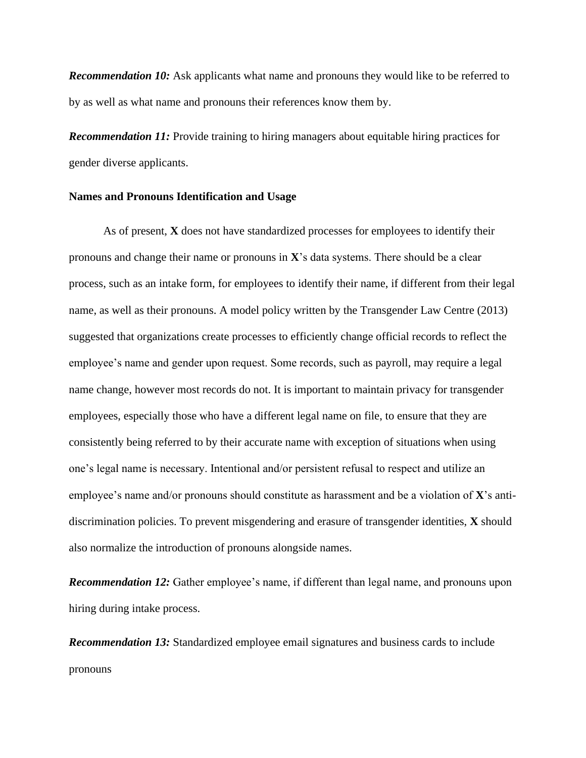***Recommendation 10:*** Ask applicants what name and pronouns they would like to be referred to by as well as what name and pronouns their references know them by.

***Recommendation 11:*** Provide training to hiring managers about equitable hiring practices for gender diverse applicants.

**Names and Pronouns Identification and Usage**

As of present, **X** does not have standardized processes for employees to identify their pronouns and change their name or pronouns in **X**'s data systems. There should be a clear process, such as an intake form, for employees to identify their name, if different from their legal name, as well as their pronouns. A model policy written by the Transgender Law Centre (2013) suggested that organizations create processes to efficiently change official records to reflect the employee's name and gender upon request. Some records, such as payroll, may require a legal name change, however most records do not. It is important to maintain privacy for transgender employees, especially those who have a different legal name on file, to ensure that they are consistently being referred to by their accurate name with exception of situations when using one's legal name is necessary. Intentional and/or persistent refusal to respect and utilize an employee's name and/or pronouns should constitute as harassment and be a violation of **X**'s anti-discrimination policies. To prevent misgendering and erasure of transgender identities, **X** should also normalize the introduction of pronouns alongside names.

***Recommendation 12:*** Gather employee's name, if different than legal name, and pronouns upon hiring during intake process.

***Recommendation 13:*** Standardized employee email signatures and business cards to include pronouns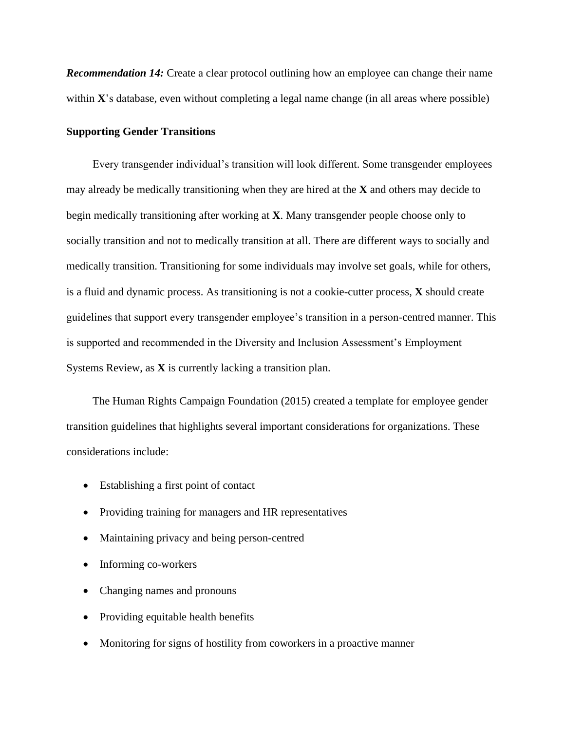***Recommendation 14:*** Create a clear protocol outlining how an employee can change their name within **X**'s database, even without completing a legal name change (in all areas where possible)

**Supporting Gender Transitions**

Every transgender individual's transition will look different. Some transgender employees may already be medically transitioning when they are hired at the **X** and others may decide to begin medically transitioning after working at **X**. Many transgender people choose only to socially transition and not to medically transition at all. There are different ways to socially and medically transition. Transitioning for some individuals may involve set goals, while for others, is a fluid and dynamic process. As transitioning is not a cookie-cutter process, **X** should create guidelines that support every transgender employee's transition in a person-centred manner. This is supported and recommended in the Diversity and Inclusion Assessment's Employment Systems Review, as **X** is currently lacking a transition plan.

The Human Rights Campaign Foundation (2015) created a template for employee gender transition guidelines that highlights several important considerations for organizations. These considerations include:

- Establishing a first point of contact
- Providing training for managers and HR representatives
- Maintaining privacy and being person-centred
- Informing co-workers
- Changing names and pronouns
- Providing equitable health benefits
- Monitoring for signs of hostility from coworkers in a proactive manner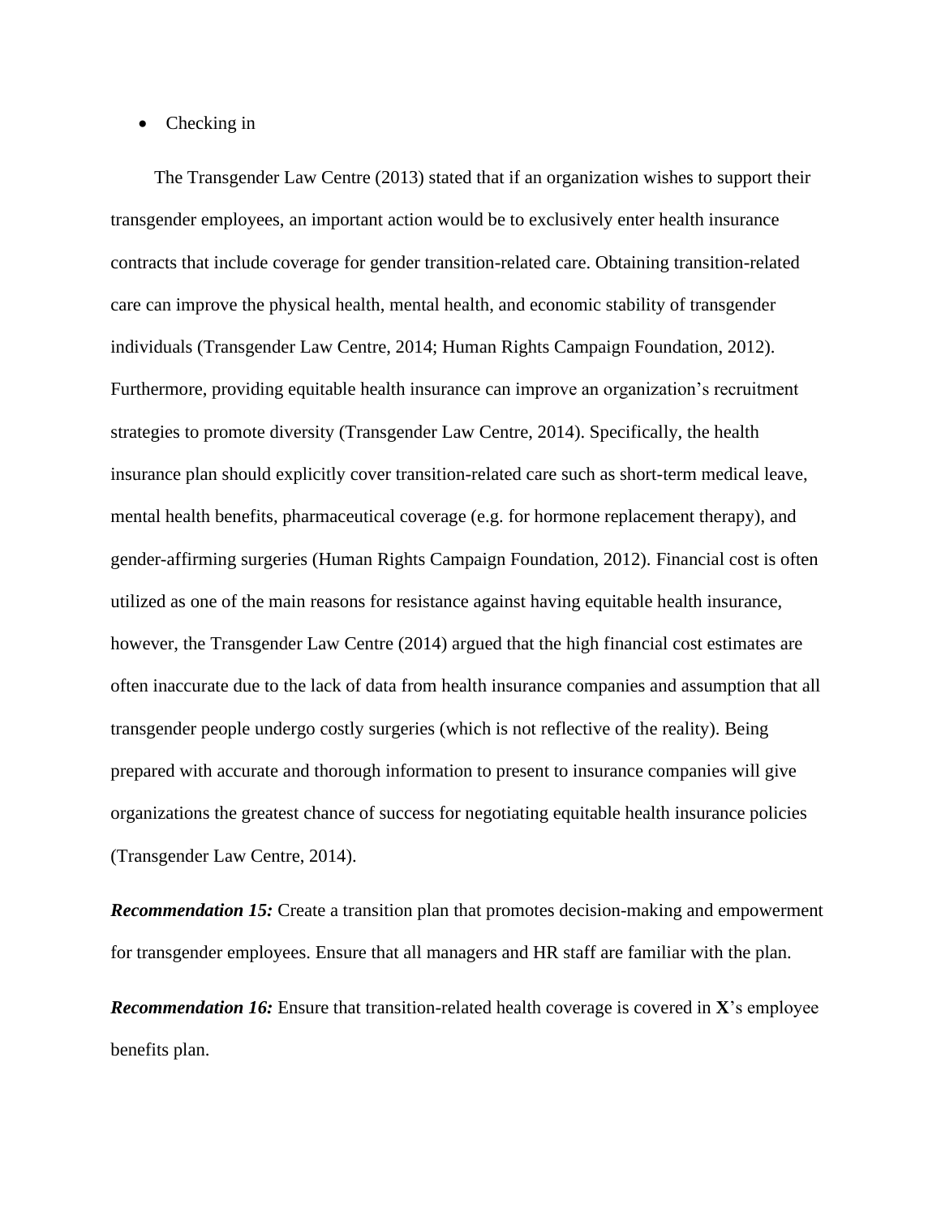- Checking in

The Transgender Law Centre (2013) stated that if an organization wishes to support their transgender employees, an important action would be to exclusively enter health insurance contracts that include coverage for gender transition-related care. Obtaining transition-related care can improve the physical health, mental health, and economic stability of transgender individuals (Transgender Law Centre, 2014; Human Rights Campaign Foundation, 2012). Furthermore, providing equitable health insurance can improve an organization's recruitment strategies to promote diversity (Transgender Law Centre, 2014). Specifically, the health insurance plan should explicitly cover transition-related care such as short-term medical leave, mental health benefits, pharmaceutical coverage (e.g. for hormone replacement therapy), and gender-affirming surgeries (Human Rights Campaign Foundation, 2012). Financial cost is often utilized as one of the main reasons for resistance against having equitable health insurance, however, the Transgender Law Centre (2014) argued that the high financial cost estimates are often inaccurate due to the lack of data from health insurance companies and assumption that all transgender people undergo costly surgeries (which is not reflective of the reality). Being prepared with accurate and thorough information to present to insurance companies will give organizations the greatest chance of success for negotiating equitable health insurance policies (Transgender Law Centre, 2014).

***Recommendation 15:*** Create a transition plan that promotes decision-making and empowerment for transgender employees. Ensure that all managers and HR staff are familiar with the plan.

***Recommendation 16:*** Ensure that transition-related health coverage is covered in **X**'s employee benefits plan.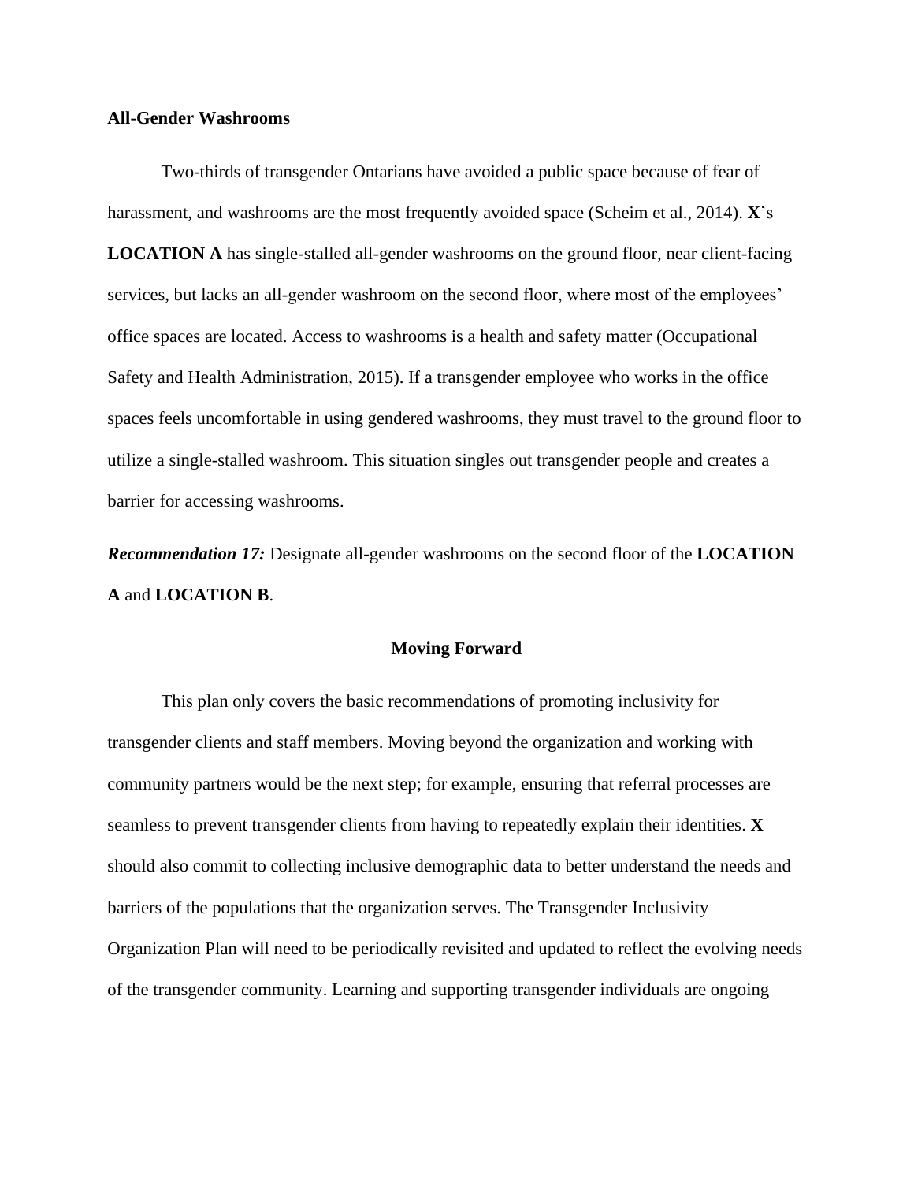**All-Gender Washrooms**

Two-thirds of transgender Ontarians have avoided a public space because of fear of harassment, and washrooms are the most frequently avoided space (Scheim et al., 2014). **X**'s **LOCATION A** has single-stalled all-gender washrooms on the ground floor, near client-facing services, but lacks an all-gender washroom on the second floor, where most of the employees' office spaces are located. Access to washrooms is a health and safety matter (Occupational Safety and Health Administration, 2015). If a transgender employee who works in the office spaces feels uncomfortable in using gendered washrooms, they must travel to the ground floor to utilize a single-stalled washroom. This situation singles out transgender people and creates a barrier for accessing washrooms.

***Recommendation 17:*** Designate all-gender washrooms on the second floor of the **LOCATION A** and **LOCATION B**.

## Moving Forward

This plan only covers the basic recommendations of promoting inclusivity for transgender clients and staff members. Moving beyond the organization and working with community partners would be the next step; for example, ensuring that referral processes are seamless to prevent transgender clients from having to repeatedly explain their identities. **X** should also commit to collecting inclusive demographic data to better understand the needs and barriers of the populations that the organization serves. The Transgender Inclusivity Organization Plan will need to be periodically revisited and updated to reflect the evolving needs of the transgender community. Learning and supporting transgender individuals are ongoing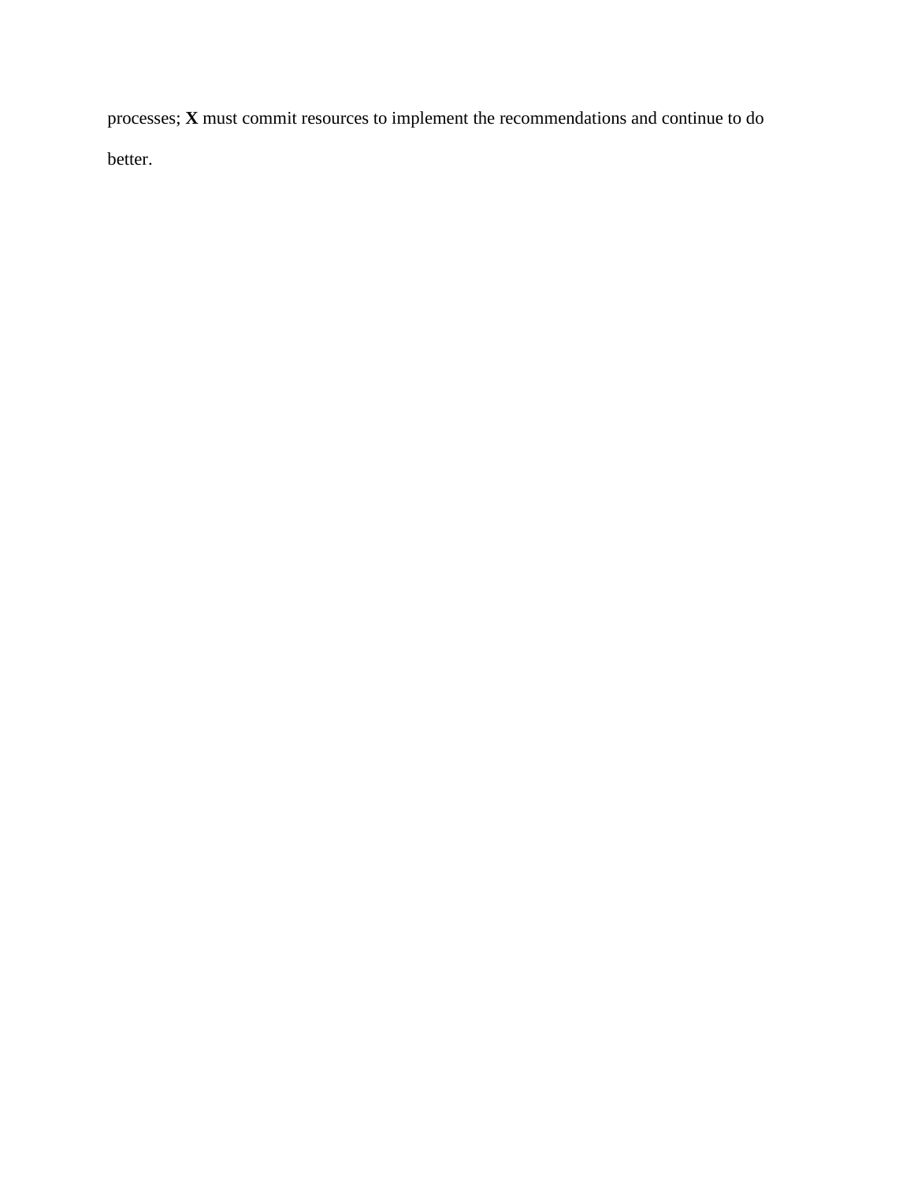processes; **X** must commit resources to implement the recommendations and continue to do better.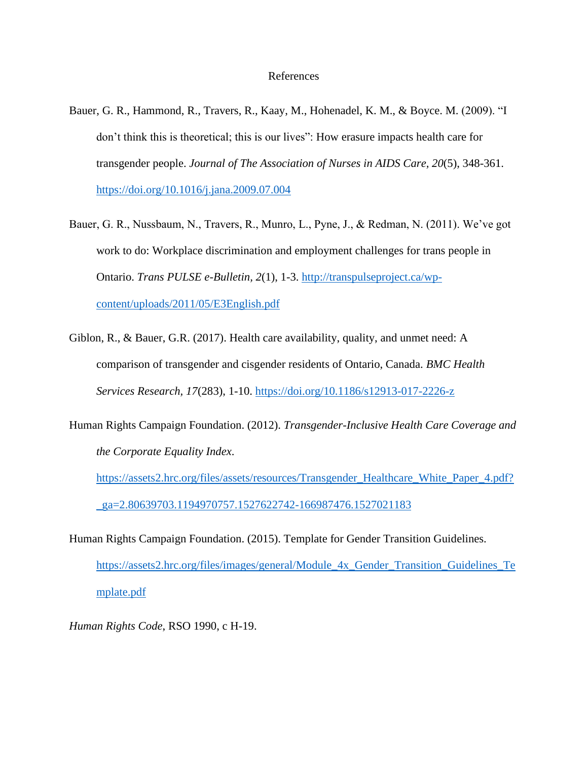# References

Bauer, G. R., Hammond, R., Travers, R., Kaay, M., Hohenadel, K. M., & Boyce. M. (2009). "I don't think this is theoretical; this is our lives": How erasure impacts health care for transgender people. *Journal of The Association of Nurses in AIDS Care, 20*(5), 348-361. https://doi.org/10.1016/j.jana.2009.07.004

Bauer, G. R., Nussbaum, N., Travers, R., Munro, L., Pyne, J., & Redman, N. (2011). We've got work to do: Workplace discrimination and employment challenges for trans people in Ontario. *Trans PULSE e-Bulletin, 2*(1), 1-3. http://transpulseproject.ca/wp-content/uploads/2011/05/E3English.pdf

Giblon, R., & Bauer, G.R. (2017). Health care availability, quality, and unmet need: A comparison of transgender and cisgender residents of Ontario, Canada. *BMC Health Services Research, 17*(283), 1-10. https://doi.org/10.1186/s12913-017-2226-z

Human Rights Campaign Foundation. (2012). *Transgender-Inclusive Health Care Coverage and the Corporate Equality Index*. https://assets2.hrc.org/files/assets/resources/Transgender_Healthcare_White_Paper_4.pdf?_ga=2.80639703.1194970757.1527622742-166987476.1527021183

Human Rights Campaign Foundation. (2015). Template for Gender Transition Guidelines. https://assets2.hrc.org/files/images/general/Module_4x_Gender_Transition_Guidelines_Template.pdf

*Human Rights Code*, RSO 1990, c H-19.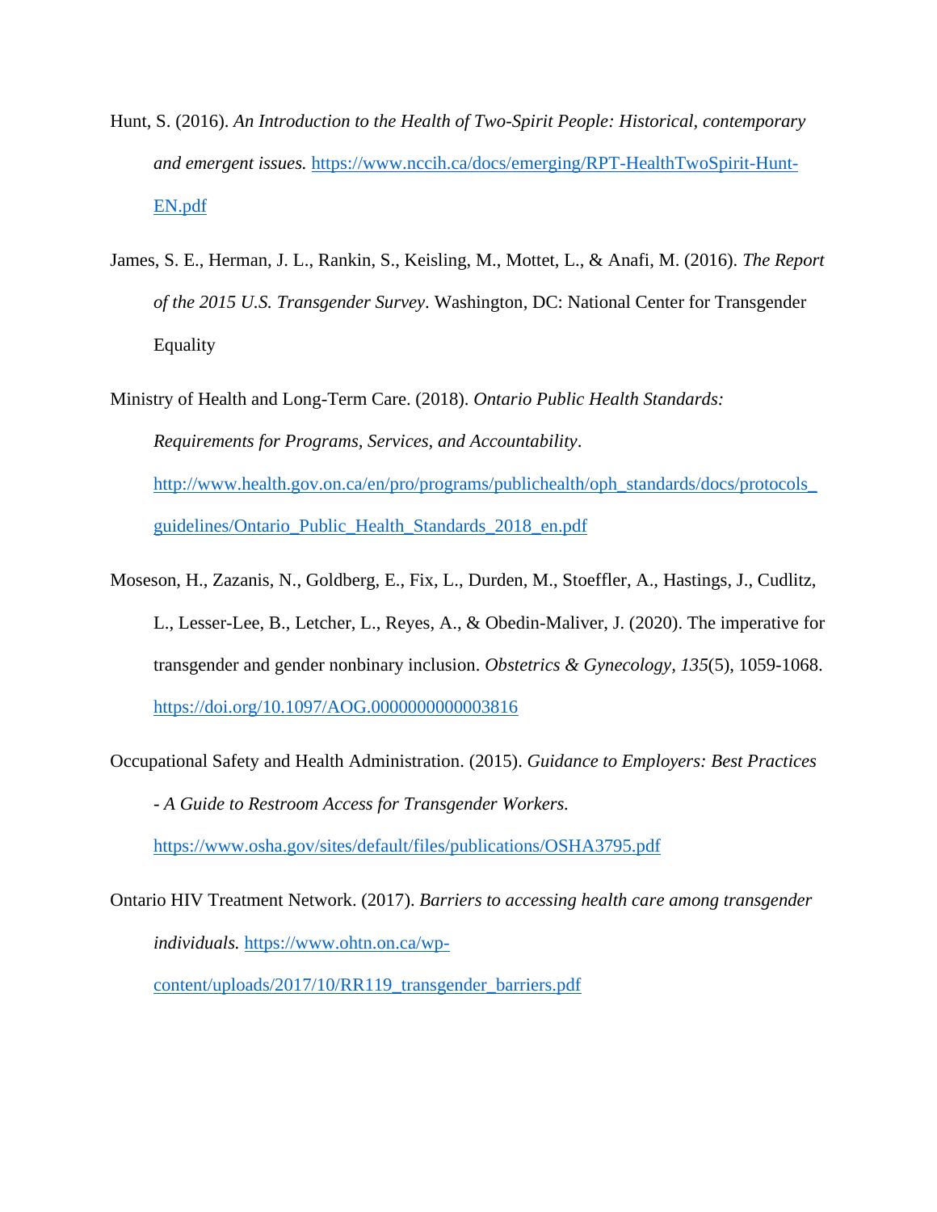Hunt, S. (2016). *An Introduction to the Health of Two-Spirit People: Historical, contemporary and emergent issues.* https://www.nccih.ca/docs/emerging/RPT-HealthTwoSpirit-Hunt-EN.pdf

James, S. E., Herman, J. L., Rankin, S., Keisling, M., Mottet, L., & Anafi, M. (2016). *The Report of the 2015 U.S. Transgender Survey*. Washington, DC: National Center for Transgender Equality

Ministry of Health and Long-Term Care. (2018). *Ontario Public Health Standards: Requirements for Programs, Services, and Accountability*. http://www.health.gov.on.ca/en/pro/programs/publichealth/oph_standards/docs/protocols_guidelines/Ontario_Public_Health_Standards_2018_en.pdf

Moseson, H., Zazanis, N., Goldberg, E., Fix, L., Durden, M., Stoeffler, A., Hastings, J., Cudlitz, L., Lesser-Lee, B., Letcher, L., Reyes, A., & Obedin-Maliver, J. (2020). The imperative for transgender and gender nonbinary inclusion. *Obstetrics & Gynecology, 135*(5), 1059-1068. https://doi.org/10.1097/AOG.0000000000003816

Occupational Safety and Health Administration. (2015). *Guidance to Employers: Best Practices - A Guide to Restroom Access for Transgender Workers.* https://www.osha.gov/sites/default/files/publications/OSHA3795.pdf

Ontario HIV Treatment Network. (2017). *Barriers to accessing health care among transgender individuals.* https://www.ohtn.on.ca/wp-content/uploads/2017/10/RR119_transgender_barriers.pdf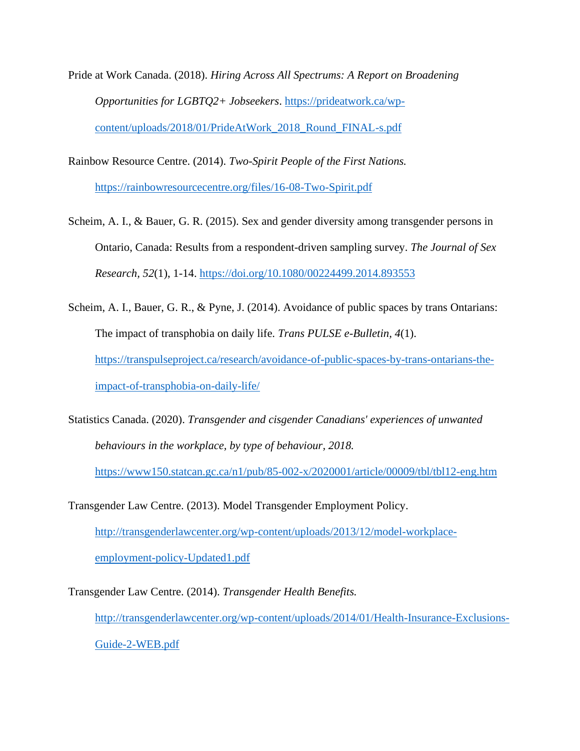Pride at Work Canada. (2018). *Hiring Across All Spectrums: A Report on Broadening Opportunities for LGBTQ2+ Jobseekers*. https://prideatwork.ca/wp-content/uploads/2018/01/PrideAtWork_2018_Round_FINAL-s.pdf

Rainbow Resource Centre. (2014). *Two-Spirit People of the First Nations.* https://rainbowresourcecentre.org/files/16-08-Two-Spirit.pdf

Scheim, A. I., & Bauer, G. R. (2015). Sex and gender diversity among transgender persons in Ontario, Canada: Results from a respondent-driven sampling survey. *The Journal of Sex Research, 52*(1), 1-14. https://doi.org/10.1080/00224499.2014.893553

Scheim, A. I., Bauer, G. R., & Pyne, J. (2014). Avoidance of public spaces by trans Ontarians: The impact of transphobia on daily life. *Trans PULSE e-Bulletin*, *4*(1). https://transpulseproject.ca/research/avoidance-of-public-spaces-by-trans-ontarians-the-impact-of-transphobia-on-daily-life/

Statistics Canada. (2020). *Transgender and cisgender Canadians' experiences of unwanted behaviours in the workplace, by type of behaviour, 2018.* https://www150.statcan.gc.ca/n1/pub/85-002-x/2020001/article/00009/tbl/tbl12-eng.htm

Transgender Law Centre. (2013). Model Transgender Employment Policy. http://transgenderlawcenter.org/wp-content/uploads/2013/12/model-workplace-employment-policy-Updated1.pdf

Transgender Law Centre. (2014). *Transgender Health Benefits.* http://transgenderlawcenter.org/wp-content/uploads/2014/01/Health-Insurance-Exclusions-Guide-2-WEB.pdf